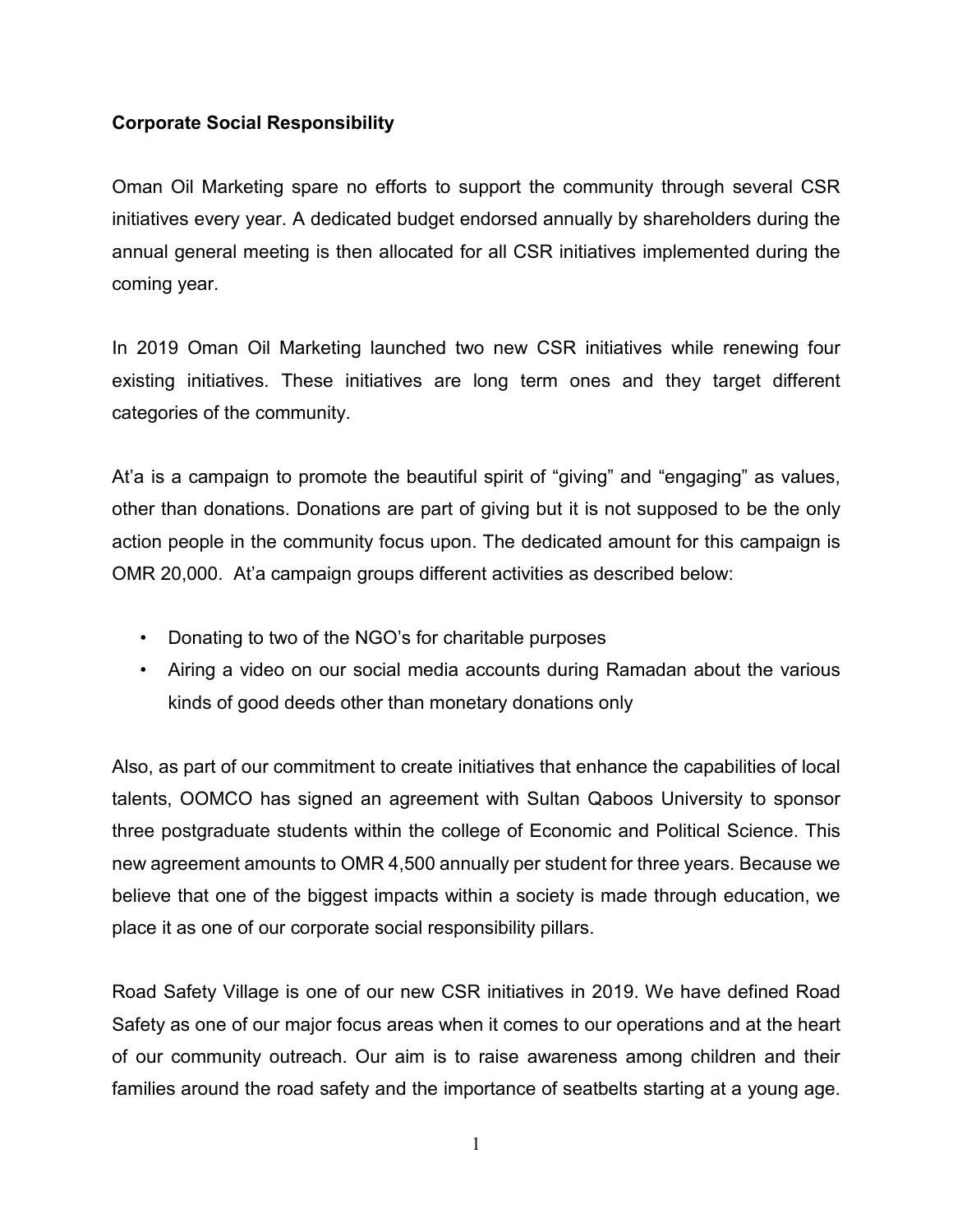**Corporate Social Responsibility**

Oman Oil Marketing spare no efforts to support the community through several CSR initiatives every year. A dedicated budget endorsed annually by shareholders during the annual general meeting is then allocated for all CSR initiatives implemented during the coming year.

In 2019 Oman Oil Marketing launched two new CSR initiatives while renewing four existing initiatives. These initiatives are long term ones and they target different categories of the community.

At'a is a campaign to promote the beautiful spirit of "giving" and "engaging" as values, other than donations. Donations are part of giving but it is not supposed to be the only action people in the community focus upon. The dedicated amount for this campaign is OMR 20,000. At'a campaign groups different activities as described below:

- Donating to two of the NGO's for charitable purposes
- Airing a video on our social media accounts during Ramadan about the various kinds of good deeds other than monetary donations only

Also, as part of our commitment to create initiatives that enhance the capabilities of local talents, OOMCO has signed an agreement with Sultan Qaboos University to sponsor three postgraduate students within the college of Economic and Political Science. This new agreement amounts to OMR 4,500 annually per student for three years. Because we believe that one of the biggest impacts within a society is made through education, we place it as one of our corporate social responsibility pillars.

Road Safety Village is one of our new CSR initiatives in 2019. We have defined Road Safety as one of our major focus areas when it comes to our operations and at the heart of our community outreach. Our aim is to raise awareness among children and their families around the road safety and the importance of seatbelts starting at a young age.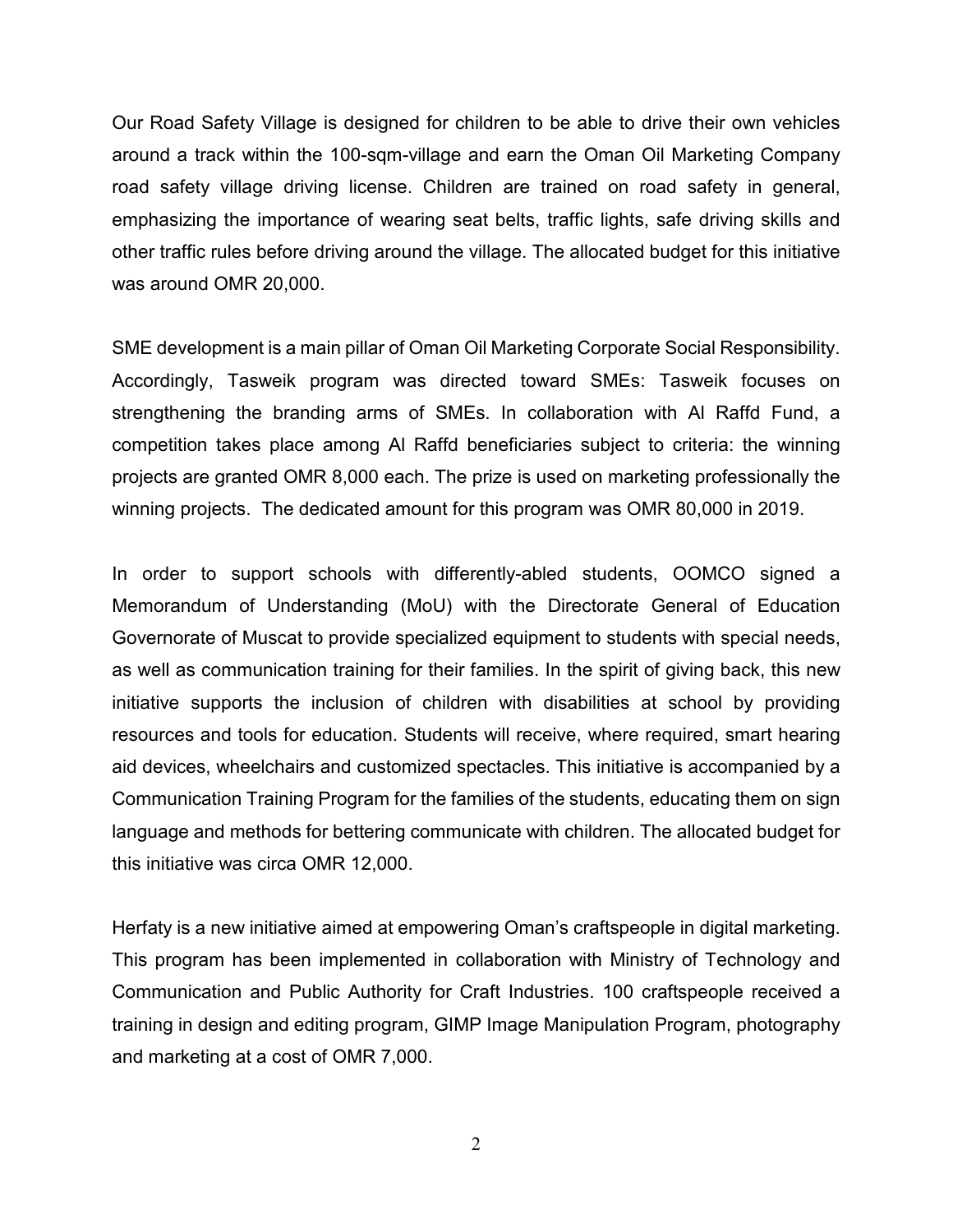Our Road Safety Village is designed for children to be able to drive their own vehicles around a track within the 100-sqm-village and earn the Oman Oil Marketing Company road safety village driving license. Children are trained on road safety in general, emphasizing the importance of wearing seat belts, traffic lights, safe driving skills and other traffic rules before driving around the village. The allocated budget for this initiative was around OMR 20,000.

SME development is a main pillar of Oman Oil Marketing Corporate Social Responsibility. Accordingly, Tasweik program was directed toward SMEs: Tasweik focuses on strengthening the branding arms of SMEs. In collaboration with Al Raffd Fund, a competition takes place among Al Raffd beneficiaries subject to criteria: the winning projects are granted OMR 8,000 each. The prize is used on marketing professionally the winning projects.  The dedicated amount for this program was OMR 80,000 in 2019.

In order to support schools with differently-abled students, OOMCO signed a Memorandum of Understanding (MoU) with the Directorate General of Education Governorate of Muscat to provide specialized equipment to students with special needs, as well as communication training for their families. In the spirit of giving back, this new initiative supports the inclusion of children with disabilities at school by providing resources and tools for education. Students will receive, where required, smart hearing aid devices, wheelchairs and customized spectacles. This initiative is accompanied by a Communication Training Program for the families of the students, educating them on sign language and methods for bettering communicate with children. The allocated budget for this initiative was circa OMR 12,000.

Herfaty is a new initiative aimed at empowering Oman's craftspeople in digital marketing. This program has been implemented in collaboration with Ministry of Technology and Communication and Public Authority for Craft Industries. 100 craftspeople received a training in design and editing program, GIMP Image Manipulation Program, photography and marketing at a cost of OMR 7,000.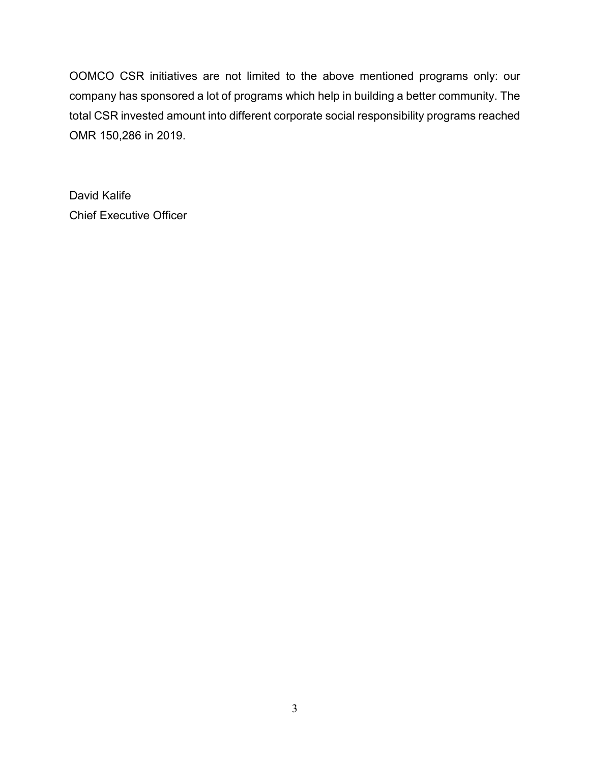OOMCO CSR initiatives are not limited to the above mentioned programs only: our company has sponsored a lot of programs which help in building a better community. The total CSR invested amount into different corporate social responsibility programs reached OMR 150,286 in 2019.

David Kalife
Chief Executive Officer